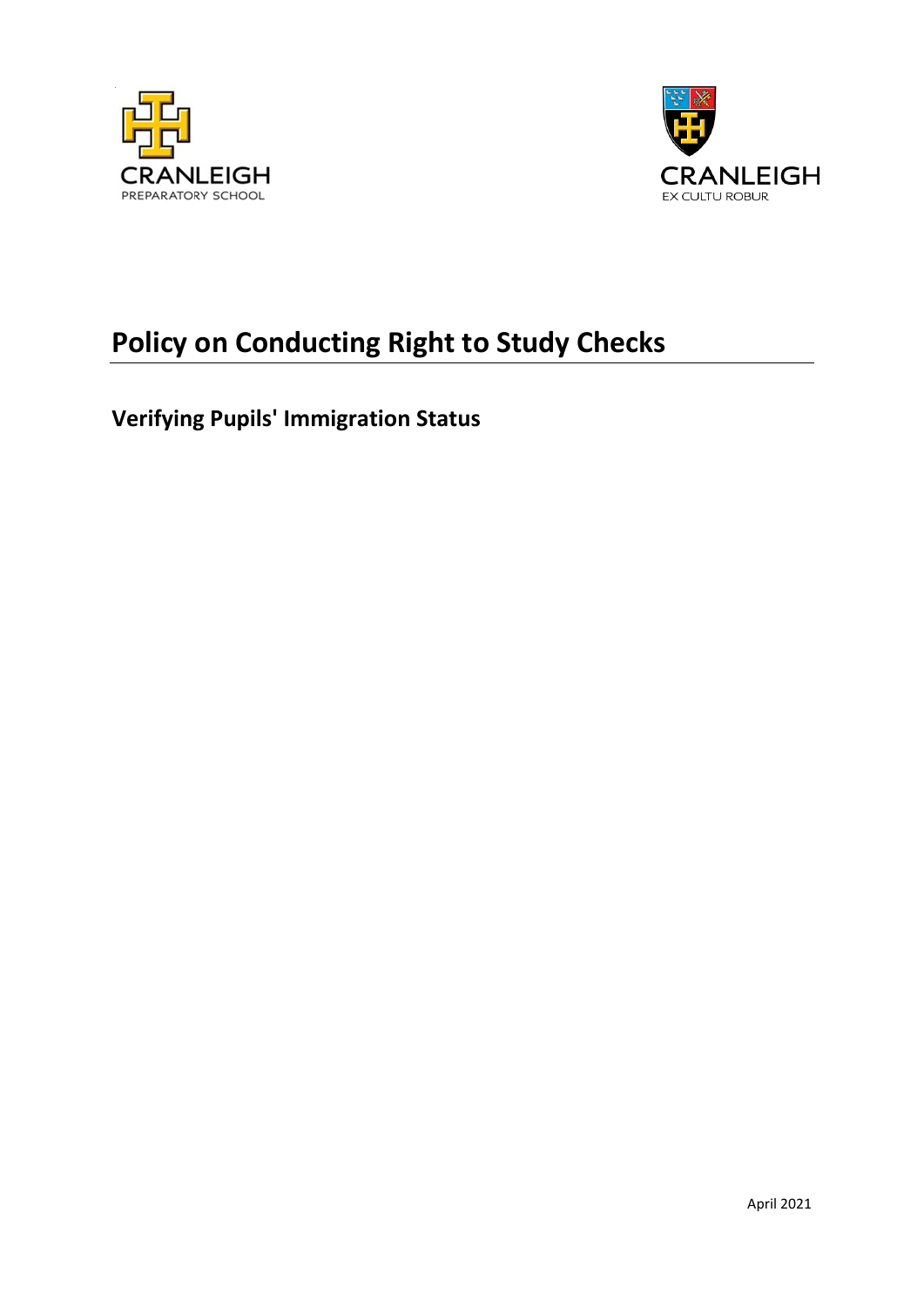CRANLEIGH
PREPARATORY SCHOOL

CRANLEIGH
EX CULTU ROBUR

# Policy on Conducting Right to Study Checks

## Verifying Pupils' Immigration Status

April 2021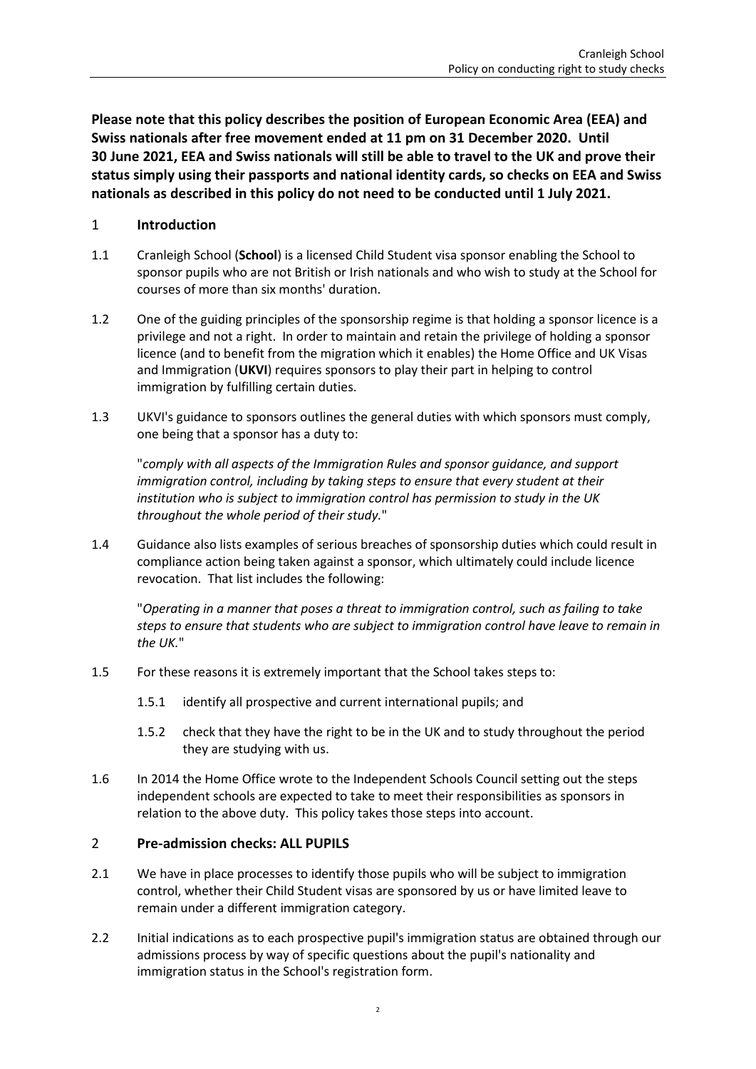**Please note that this policy describes the position of European Economic Area (EEA) and Swiss nationals after free movement ended at 11 pm on 31 December 2020. Until 30 June 2021, EEA and Swiss nationals will still be able to travel to the UK and prove their status simply using their passports and national identity cards, so checks on EEA and Swiss nationals as described in this policy do not need to be conducted until 1 July 2021.**

## 1 Introduction

1.1 Cranleigh School (**School**) is a licensed Child Student visa sponsor enabling the School to sponsor pupils who are not British or Irish nationals and who wish to study at the School for courses of more than six months' duration.

1.2 One of the guiding principles of the sponsorship regime is that holding a sponsor licence is a privilege and not a right. In order to maintain and retain the privilege of holding a sponsor licence (and to benefit from the migration which it enables) the Home Office and UK Visas and Immigration (**UKVI**) requires sponsors to play their part in helping to control immigration by fulfilling certain duties.

1.3 UKVI's guidance to sponsors outlines the general duties with which sponsors must comply, one being that a sponsor has a duty to:

"*comply with all aspects of the Immigration Rules and sponsor guidance, and support immigration control, including by taking steps to ensure that every student at their institution who is subject to immigration control has permission to study in the UK throughout the whole period of their study.*"

1.4 Guidance also lists examples of serious breaches of sponsorship duties which could result in compliance action being taken against a sponsor, which ultimately could include licence revocation. That list includes the following:

"*Operating in a manner that poses a threat to immigration control, such as failing to take steps to ensure that students who are subject to immigration control have leave to remain in the UK.*"

1.5 For these reasons it is extremely important that the School takes steps to:

1.5.1 identify all prospective and current international pupils; and

1.5.2 check that they have the right to be in the UK and to study throughout the period they are studying with us.

1.6 In 2014 the Home Office wrote to the Independent Schools Council setting out the steps independent schools are expected to take to meet their responsibilities as sponsors in relation to the above duty. This policy takes those steps into account.

## 2 Pre-admission checks: ALL PUPILS

2.1 We have in place processes to identify those pupils who will be subject to immigration control, whether their Child Student visas are sponsored by us or have limited leave to remain under a different immigration category.

2.2 Initial indications as to each prospective pupil's immigration status are obtained through our admissions process by way of specific questions about the pupil's nationality and immigration status in the School's registration form.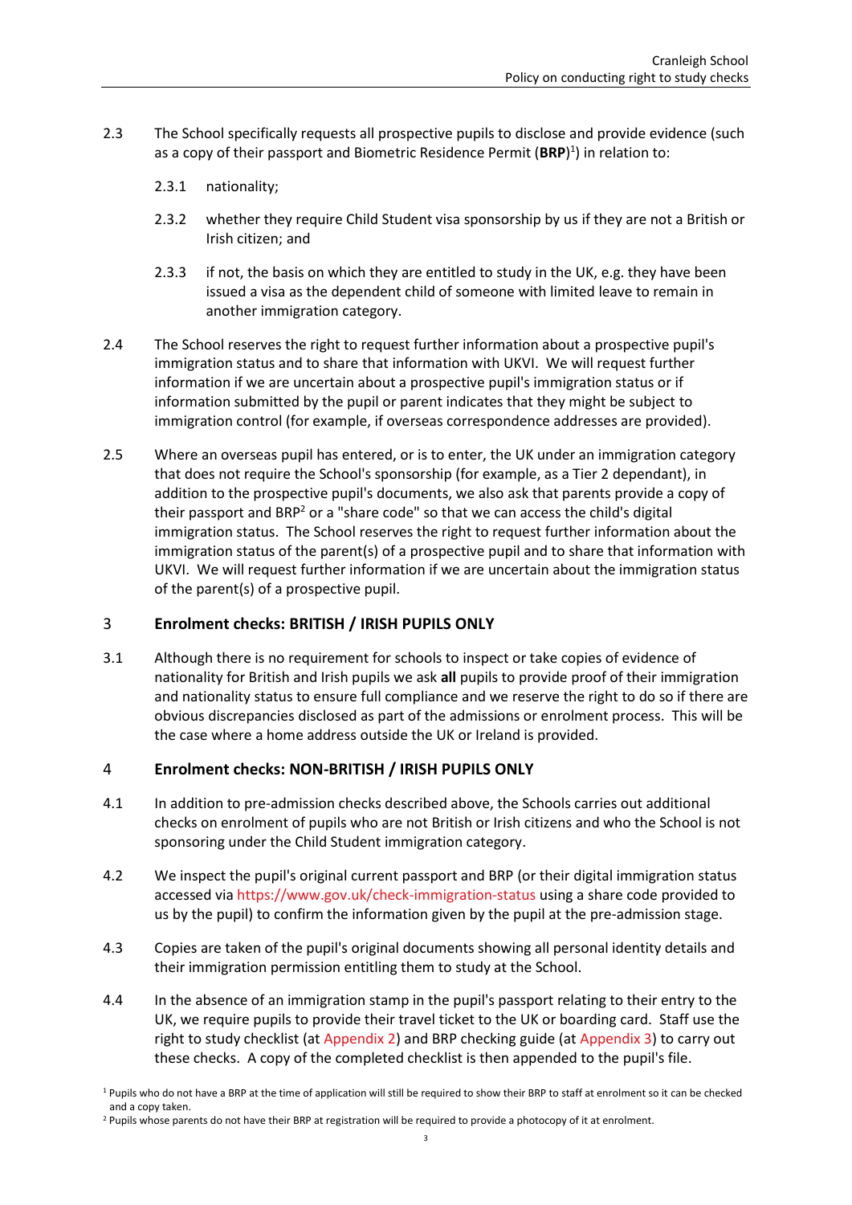2.3 The School specifically requests all prospective pupils to disclose and provide evidence (such as a copy of their passport and Biometric Residence Permit (**BRP**)[1]) in relation to:

2.3.1 nationality;

2.3.2 whether they require Child Student visa sponsorship by us if they are not a British or Irish citizen; and

2.3.3 if not, the basis on which they are entitled to study in the UK, e.g. they have been issued a visa as the dependent child of someone with limited leave to remain in another immigration category.

2.4 The School reserves the right to request further information about a prospective pupil's immigration status and to share that information with UKVI. We will request further information if we are uncertain about a prospective pupil's immigration status or if information submitted by the pupil or parent indicates that they might be subject to immigration control (for example, if overseas correspondence addresses are provided).

2.5 Where an overseas pupil has entered, or is to enter, the UK under an immigration category that does not require the School's sponsorship (for example, as a Tier 2 dependant), in addition to the prospective pupil's documents, we also ask that parents provide a copy of their passport and BRP[2] or a "share code" so that we can access the child's digital immigration status. The School reserves the right to request further information about the immigration status of the parent(s) of a prospective pupil and to share that information with UKVI. We will request further information if we are uncertain about the immigration status of the parent(s) of a prospective pupil.

## 3 Enrolment checks: BRITISH / IRISH PUPILS ONLY

3.1 Although there is no requirement for schools to inspect or take copies of evidence of nationality for British and Irish pupils we ask **all** pupils to provide proof of their immigration and nationality status to ensure full compliance and we reserve the right to do so if there are obvious discrepancies disclosed as part of the admissions or enrolment process. This will be the case where a home address outside the UK or Ireland is provided.

## 4 Enrolment checks: NON-BRITISH / IRISH PUPILS ONLY

4.1 In addition to pre-admission checks described above, the Schools carries out additional checks on enrolment of pupils who are not British or Irish citizens and who the School is not sponsoring under the Child Student immigration category.

4.2 We inspect the pupil's original current passport and BRP (or their digital immigration status accessed via https://www.gov.uk/check-immigration-status using a share code provided to us by the pupil) to confirm the information given by the pupil at the pre-admission stage.

4.3 Copies are taken of the pupil's original documents showing all personal identity details and their immigration permission entitling them to study at the School.

4.4 In the absence of an immigration stamp in the pupil's passport relating to their entry to the UK, we require pupils to provide their travel ticket to the UK or boarding card. Staff use the right to study checklist (at Appendix 2) and BRP checking guide (at Appendix 3) to carry out these checks. A copy of the completed checklist is then appended to the pupil's file.

[1] Pupils who do not have a BRP at the time of application will still be required to show their BRP to staff at enrolment so it can be checked and a copy taken.

[2] Pupils whose parents do not have their BRP at registration will be required to provide a photocopy of it at enrolment.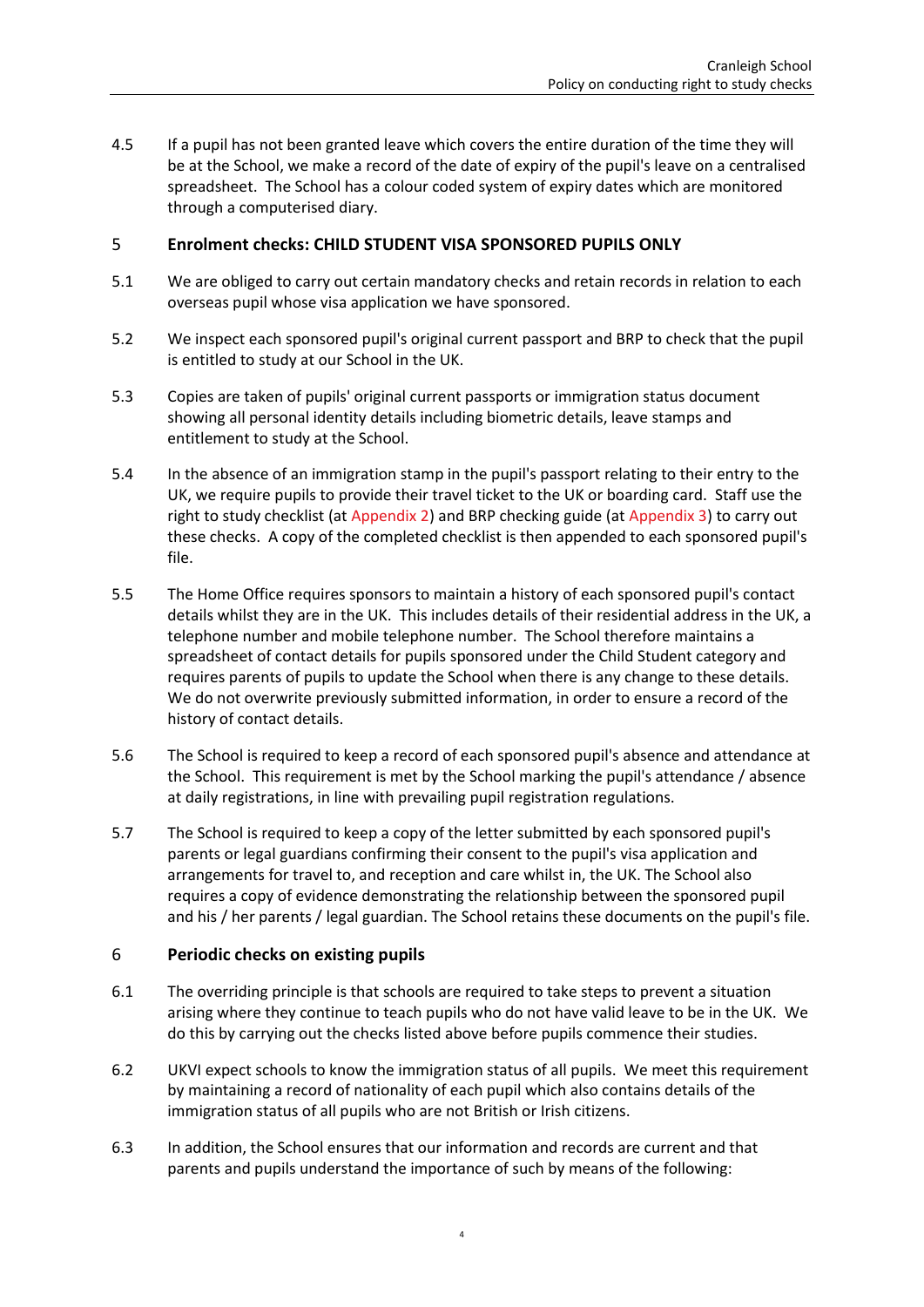4.5 If a pupil has not been granted leave which covers the entire duration of the time they will be at the School, we make a record of the date of expiry of the pupil's leave on a centralised spreadsheet. The School has a colour coded system of expiry dates which are monitored through a computerised diary.

## 5 Enrolment checks: CHILD STUDENT VISA SPONSORED PUPILS ONLY

5.1 We are obliged to carry out certain mandatory checks and retain records in relation to each overseas pupil whose visa application we have sponsored.

5.2 We inspect each sponsored pupil's original current passport and BRP to check that the pupil is entitled to study at our School in the UK.

5.3 Copies are taken of pupils' original current passports or immigration status document showing all personal identity details including biometric details, leave stamps and entitlement to study at the School.

5.4 In the absence of an immigration stamp in the pupil's passport relating to their entry to the UK, we require pupils to provide their travel ticket to the UK or boarding card. Staff use the right to study checklist (at Appendix 2) and BRP checking guide (at Appendix 3) to carry out these checks. A copy of the completed checklist is then appended to each sponsored pupil's file.

5.5 The Home Office requires sponsors to maintain a history of each sponsored pupil's contact details whilst they are in the UK. This includes details of their residential address in the UK, a telephone number and mobile telephone number. The School therefore maintains a spreadsheet of contact details for pupils sponsored under the Child Student category and requires parents of pupils to update the School when there is any change to these details. We do not overwrite previously submitted information, in order to ensure a record of the history of contact details.

5.6 The School is required to keep a record of each sponsored pupil's absence and attendance at the School. This requirement is met by the School marking the pupil's attendance / absence at daily registrations, in line with prevailing pupil registration regulations.

5.7 The School is required to keep a copy of the letter submitted by each sponsored pupil's parents or legal guardians confirming their consent to the pupil's visa application and arrangements for travel to, and reception and care whilst in, the UK. The School also requires a copy of evidence demonstrating the relationship between the sponsored pupil and his / her parents / legal guardian. The School retains these documents on the pupil's file.

## 6 Periodic checks on existing pupils

6.1 The overriding principle is that schools are required to take steps to prevent a situation arising where they continue to teach pupils who do not have valid leave to be in the UK. We do this by carrying out the checks listed above before pupils commence their studies.

6.2 UKVI expect schools to know the immigration status of all pupils. We meet this requirement by maintaining a record of nationality of each pupil which also contains details of the immigration status of all pupils who are not British or Irish citizens.

6.3 In addition, the School ensures that our information and records are current and that parents and pupils understand the importance of such by means of the following: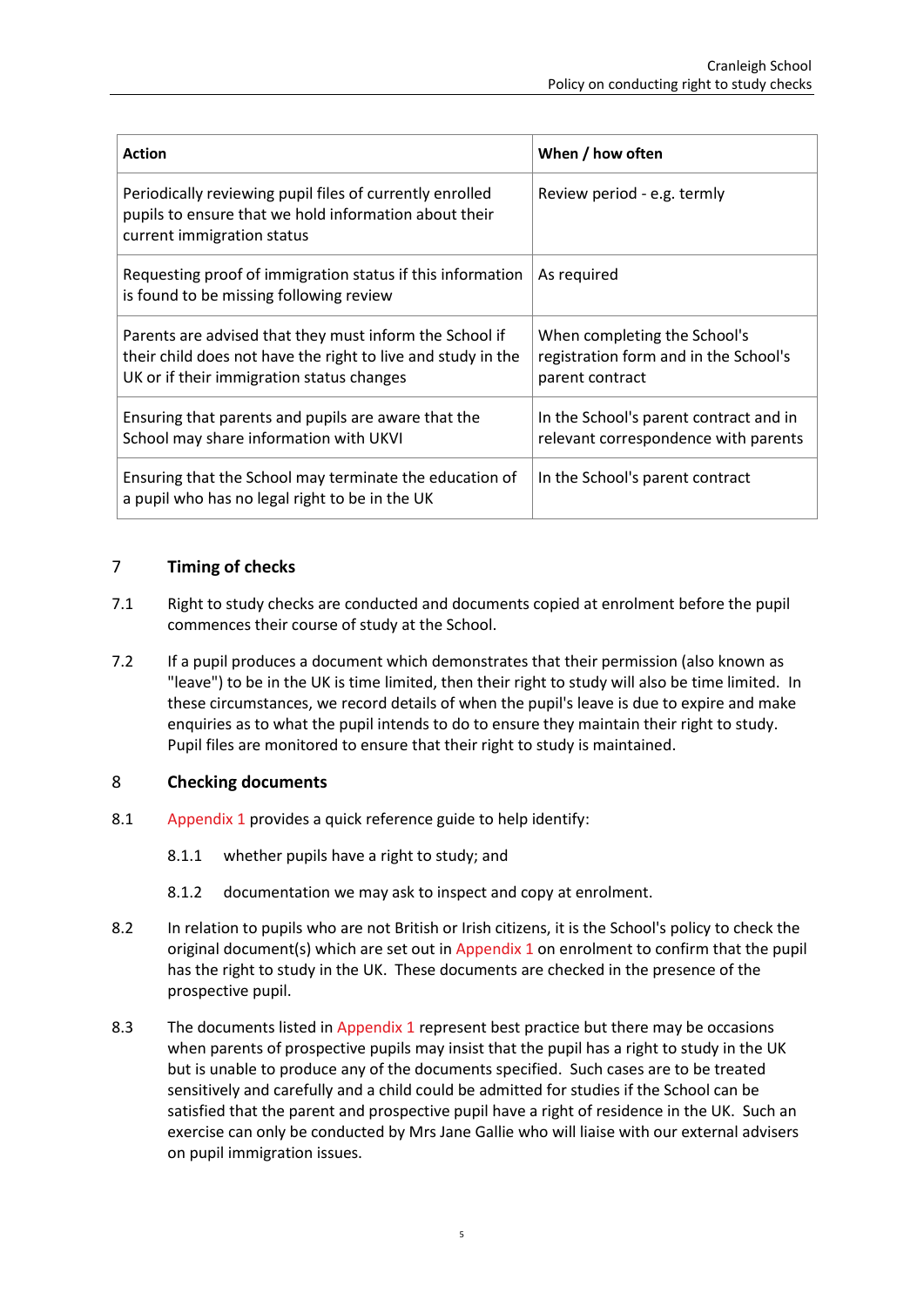| Action | When / how often |
| --- | --- |
| Periodically reviewing pupil files of currently enrolled pupils to ensure that we hold information about their current immigration status | Review period - e.g. termly |
| Requesting proof of immigration status if this information is found to be missing following review | As required |
| Parents are advised that they must inform the School if their child does not have the right to live and study in the UK or if their immigration status changes | When completing the School's registration form and in the School's parent contract |
| Ensuring that parents and pupils are aware that the School may share information with UKVI | In the School's parent contract and in relevant correspondence with parents |
| Ensuring that the School may terminate the education of a pupil who has no legal right to be in the UK | In the School's parent contract |

## 7 Timing of checks

7.1 Right to study checks are conducted and documents copied at enrolment before the pupil commences their course of study at the School.

7.2 If a pupil produces a document which demonstrates that their permission (also known as "leave") to be in the UK is time limited, then their right to study will also be time limited. In these circumstances, we record details of when the pupil's leave is due to expire and make enquiries as to what the pupil intends to do to ensure they maintain their right to study. Pupil files are monitored to ensure that their right to study is maintained.

## 8 Checking documents

8.1 Appendix 1 provides a quick reference guide to help identify:

8.1.1 whether pupils have a right to study; and

8.1.2 documentation we may ask to inspect and copy at enrolment.

8.2 In relation to pupils who are not British or Irish citizens, it is the School's policy to check the original document(s) which are set out in Appendix 1 on enrolment to confirm that the pupil has the right to study in the UK. These documents are checked in the presence of the prospective pupil.

8.3 The documents listed in Appendix 1 represent best practice but there may be occasions when parents of prospective pupils may insist that the pupil has a right to study in the UK but is unable to produce any of the documents specified. Such cases are to be treated sensitively and carefully and a child could be admitted for studies if the School can be satisfied that the parent and prospective pupil have a right of residence in the UK. Such an exercise can only be conducted by Mrs Jane Gallie who will liaise with our external advisers on pupil immigration issues.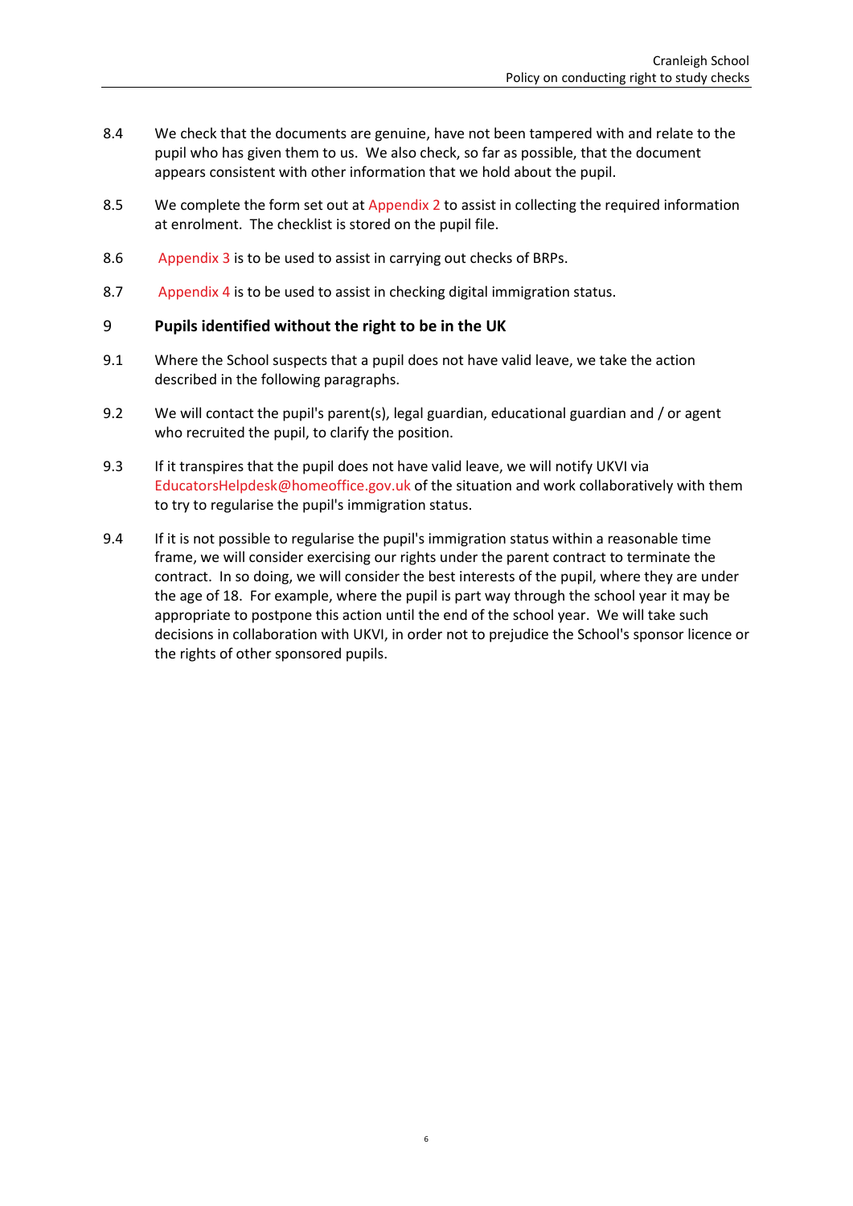8.4 We check that the documents are genuine, have not been tampered with and relate to the pupil who has given them to us. We also check, so far as possible, that the document appears consistent with other information that we hold about the pupil.

8.5 We complete the form set out at Appendix 2 to assist in collecting the required information at enrolment. The checklist is stored on the pupil file.

8.6 Appendix 3 is to be used to assist in carrying out checks of BRPs.

8.7 Appendix 4 is to be used to assist in checking digital immigration status.

## 9 Pupils identified without the right to be in the UK

9.1 Where the School suspects that a pupil does not have valid leave, we take the action described in the following paragraphs.

9.2 We will contact the pupil's parent(s), legal guardian, educational guardian and / or agent who recruited the pupil, to clarify the position.

9.3 If it transpires that the pupil does not have valid leave, we will notify UKVI via EducatorsHelpdesk@homeoffice.gov.uk of the situation and work collaboratively with them to try to regularise the pupil's immigration status.

9.4 If it is not possible to regularise the pupil's immigration status within a reasonable time frame, we will consider exercising our rights under the parent contract to terminate the contract. In so doing, we will consider the best interests of the pupil, where they are under the age of 18. For example, where the pupil is part way through the school year it may be appropriate to postpone this action until the end of the school year. We will take such decisions in collaboration with UKVI, in order not to prejudice the School's sponsor licence or the rights of other sponsored pupils.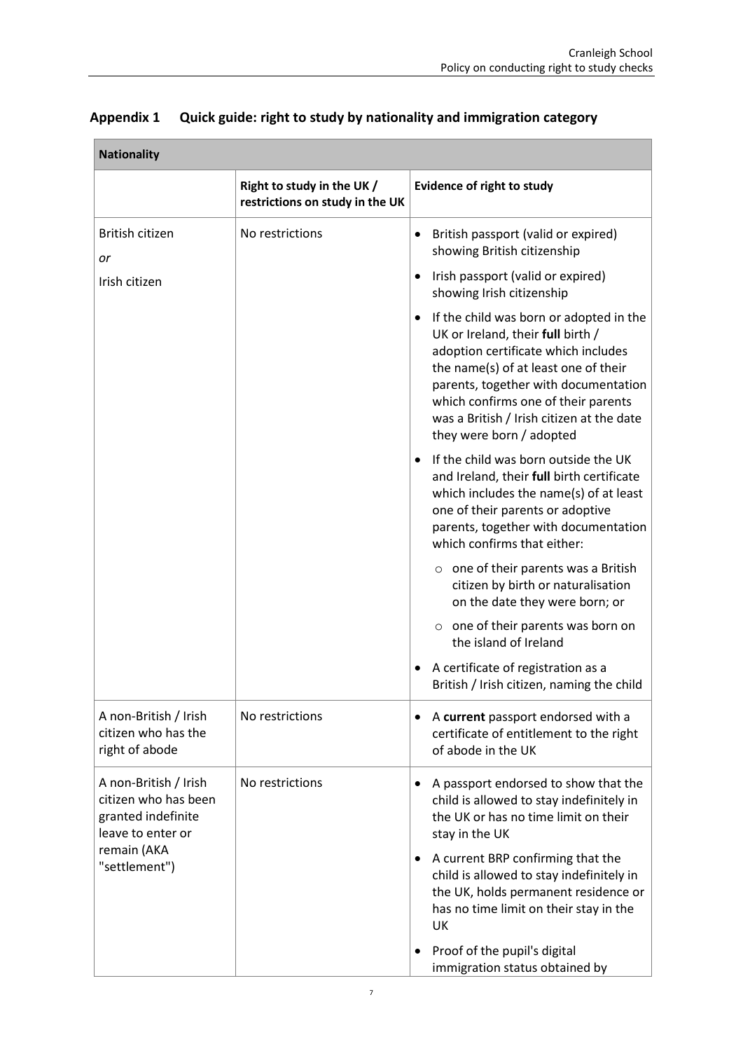## Appendix 1 Quick guide: right to study by nationality and immigration category

| Nationality | | |
|---|---|---|
| | **Right to study in the UK / restrictions on study in the UK** | **Evidence of right to study** |
| British citizen<br>*or*<br>Irish citizen | No restrictions | • British passport (valid or expired) showing British citizenship<br>• Irish passport (valid or expired) showing Irish citizenship<br>• If the child was born or adopted in the UK or Ireland, their **full** birth / adoption certificate which includes the name(s) of at least one of their parents, together with documentation which confirms one of their parents was a British / Irish citizen at the date they were born / adopted<br>• If the child was born outside the UK and Ireland, their **full** birth certificate which includes the name(s) of at least one of their parents or adoptive parents, together with documentation which confirms that either:<br>&nbsp;&nbsp;○ one of their parents was a British citizen by birth or naturalisation on the date they were born; or<br>&nbsp;&nbsp;○ one of their parents was born on the island of Ireland<br>• A certificate of registration as a British / Irish citizen, naming the child |
| A non-British / Irish citizen who has the right of abode | No restrictions | • A **current** passport endorsed with a certificate of entitlement to the right of abode in the UK |
| A non-British / Irish citizen who has been granted indefinite leave to enter or remain (AKA "settlement") | No restrictions | • A passport endorsed to show that the child is allowed to stay indefinitely in the UK or has no time limit on their stay in the UK<br>• A current BRP confirming that the child is allowed to stay indefinitely in the UK, holds permanent residence or has no time limit on their stay in the UK<br>• Proof of the pupil's digital immigration status obtained by |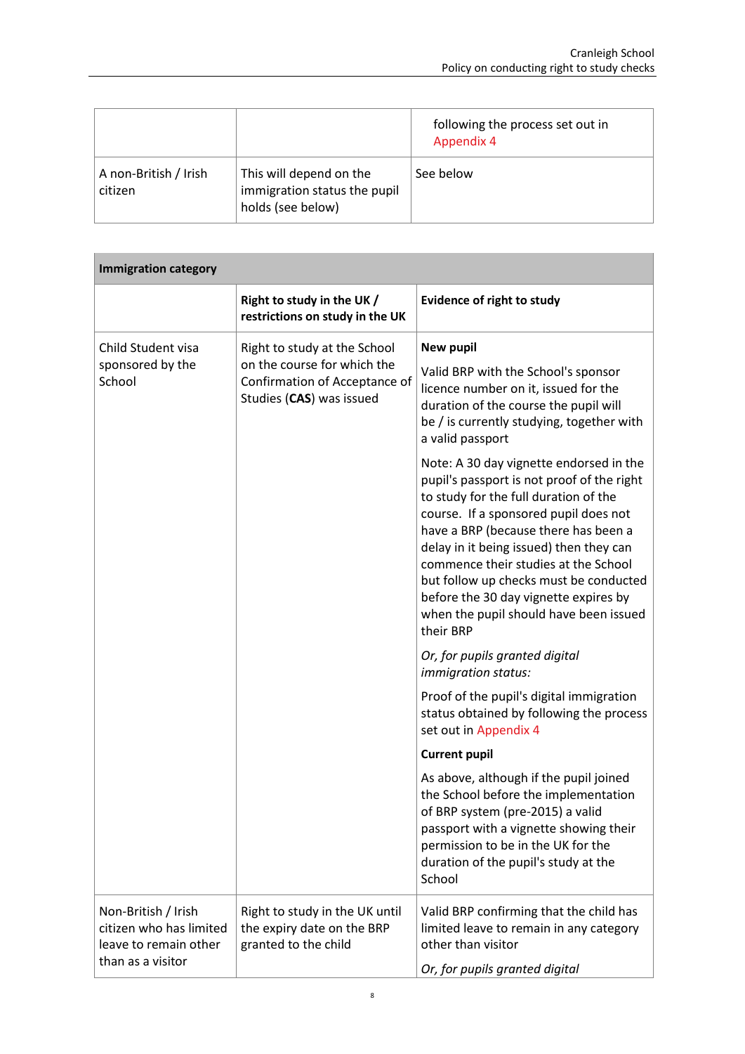| | | following the process set out in Appendix 4 |
|---|---|---|
| A non-British / Irish citizen | This will depend on the immigration status the pupil holds (see below) | See below |

| **Immigration category** | | |
|---|---|---|
| | **Right to study in the UK / restrictions on study in the UK** | **Evidence of right to study** |
| Child Student visa sponsored by the School | Right to study at the School on the course for which the Confirmation of Acceptance of Studies (**CAS**) was issued | **New pupil**<br><br>Valid BRP with the School's sponsor licence number on it, issued for the duration of the course the pupil will be / is currently studying, together with a valid passport<br><br>Note: A 30 day vignette endorsed in the pupil's passport is not proof of the right to study for the full duration of the course. If a sponsored pupil does not have a BRP (because there has been a delay in it being issued) then they can commence their studies at the School but follow up checks must be conducted before the 30 day vignette expires by when the pupil should have been issued their BRP<br><br>*Or, for pupils granted digital immigration status:*<br><br>Proof of the pupil's digital immigration status obtained by following the process set out in Appendix 4<br><br>**Current pupil**<br><br>As above, although if the pupil joined the School before the implementation of BRP system (pre-2015) a valid passport with a vignette showing their permission to be in the UK for the duration of the pupil's study at the School |
| Non-British / Irish citizen who has limited leave to remain other than as a visitor | Right to study in the UK until the expiry date on the BRP granted to the child | Valid BRP confirming that the child has limited leave to remain in any category other than visitor<br><br>*Or, for pupils granted digital* |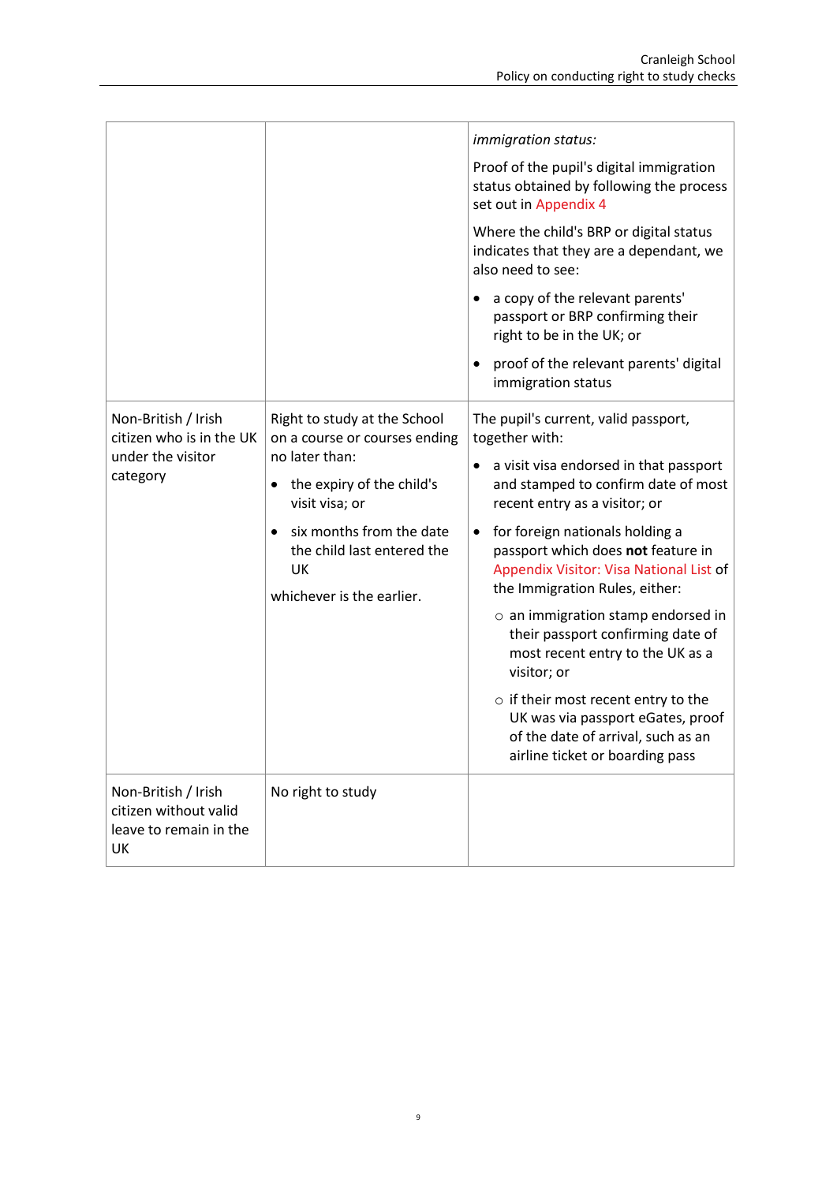| | | |
|---|---|---|
| | | *immigration status:*<br><br>Proof of the pupil's digital immigration status obtained by following the process set out in Appendix 4<br><br>Where the child's BRP or digital status indicates that they are a dependant, we also need to see:<br><br>• a copy of the relevant parents' passport or BRP confirming their right to be in the UK; or<br>• proof of the relevant parents' digital immigration status |
| Non-British / Irish citizen who is in the UK under the visitor category | Right to study at the School on a course or courses ending no later than:<br><br>• the expiry of the child's visit visa; or<br>• six months from the date the child last entered the UK<br><br>whichever is the earlier. | The pupil's current, valid passport, together with:<br><br>• a visit visa endorsed in that passport and stamped to confirm date of most recent entry as a visitor; or<br>• for foreign nationals holding a passport which does **not** feature in Appendix Visitor: Visa National List of the Immigration Rules, either:<br>&nbsp;&nbsp;○ an immigration stamp endorsed in their passport confirming date of most recent entry to the UK as a visitor; or<br>&nbsp;&nbsp;○ if their most recent entry to the UK was via passport eGates, proof of the date of arrival, such as an airline ticket or boarding pass |
| Non-British / Irish citizen without valid leave to remain in the UK | No right to study | |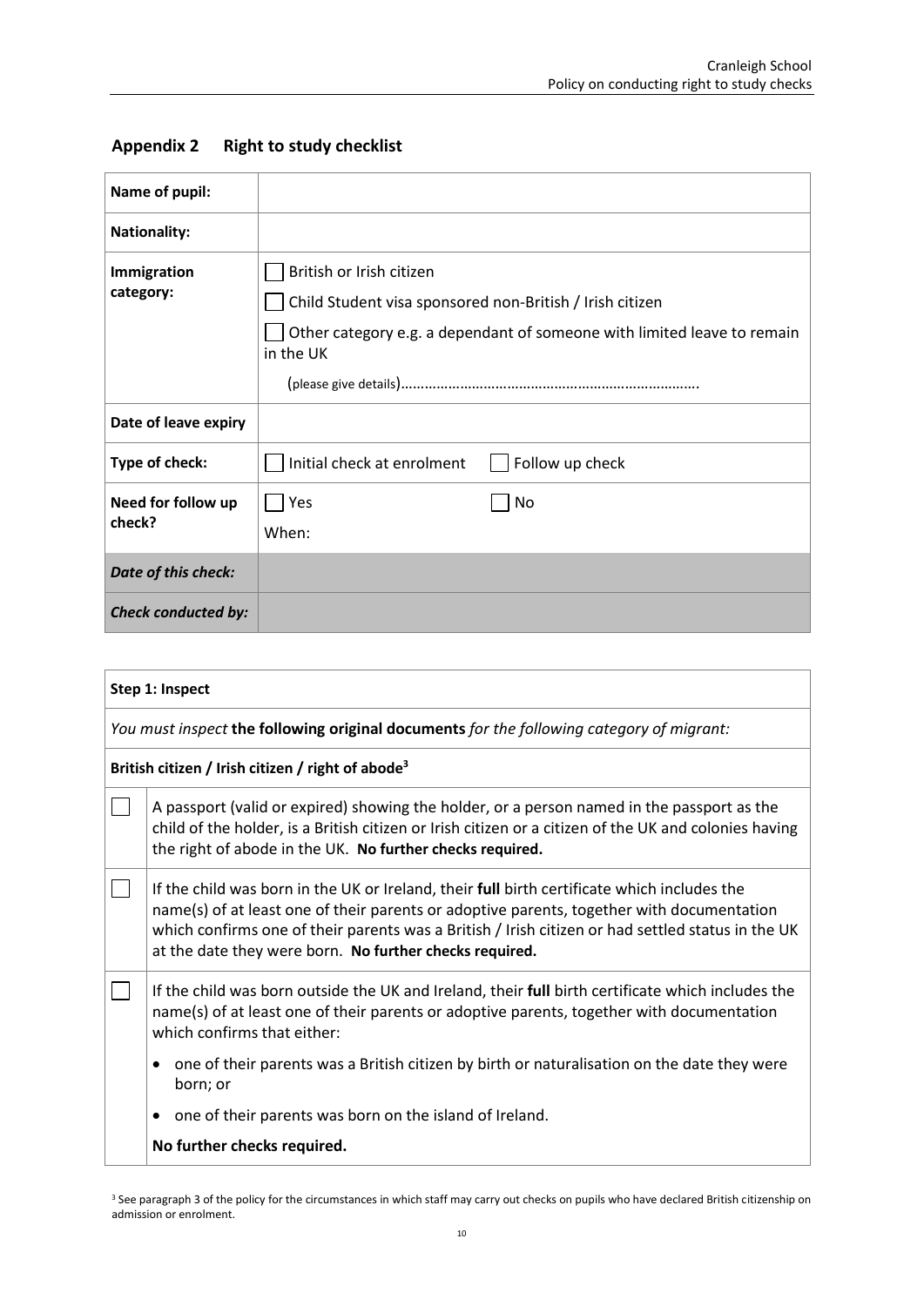## Appendix 2 Right to study checklist

| | |
|---|---|
| **Name of pupil:** | |
| **Nationality:** | |
| **Immigration category:** | ☐ British or Irish citizen<br>☐ Child Student visa sponsored non-British / Irish citizen<br>☐ Other category e.g. a dependant of someone with limited leave to remain in the UK<br>(please give details)………………………………………………………………. |
| **Date of leave expiry** | |
| **Type of check:** | ☐ Initial check at enrolment ☐ Follow up check |
| **Need for follow up check?** | ☐ Yes ☐ No<br>When: |
| ***Date of this check:*** | |
| ***Check conducted by:*** | |

| **Step 1: Inspect** | |
|---|---|
| *You must inspect* **the following original documents** *for the following category of migrant:* | |
| **British citizen / Irish citizen / right of abode[3]** | |
| ☐ | A passport (valid or expired) showing the holder, or a person named in the passport as the child of the holder, is a British citizen or Irish citizen or a citizen of the UK and colonies having the right of abode in the UK. **No further checks required.** |
| ☐ | If the child was born in the UK or Ireland, their **full** birth certificate which includes the name(s) of at least one of their parents or adoptive parents, together with documentation which confirms one of their parents was a British / Irish citizen or had settled status in the UK at the date they were born. **No further checks required.** |
| ☐ | If the child was born outside the UK and Ireland, their **full** birth certificate which includes the name(s) of at least one of their parents or adoptive parents, together with documentation which confirms that either:<br>• one of their parents was a British citizen by birth or naturalisation on the date they were born; or<br>• one of their parents was born on the island of Ireland.<br>**No further checks required.** |

[3] See paragraph 3 of the policy for the circumstances in which staff may carry out checks on pupils who have declared British citizenship on admission or enrolment.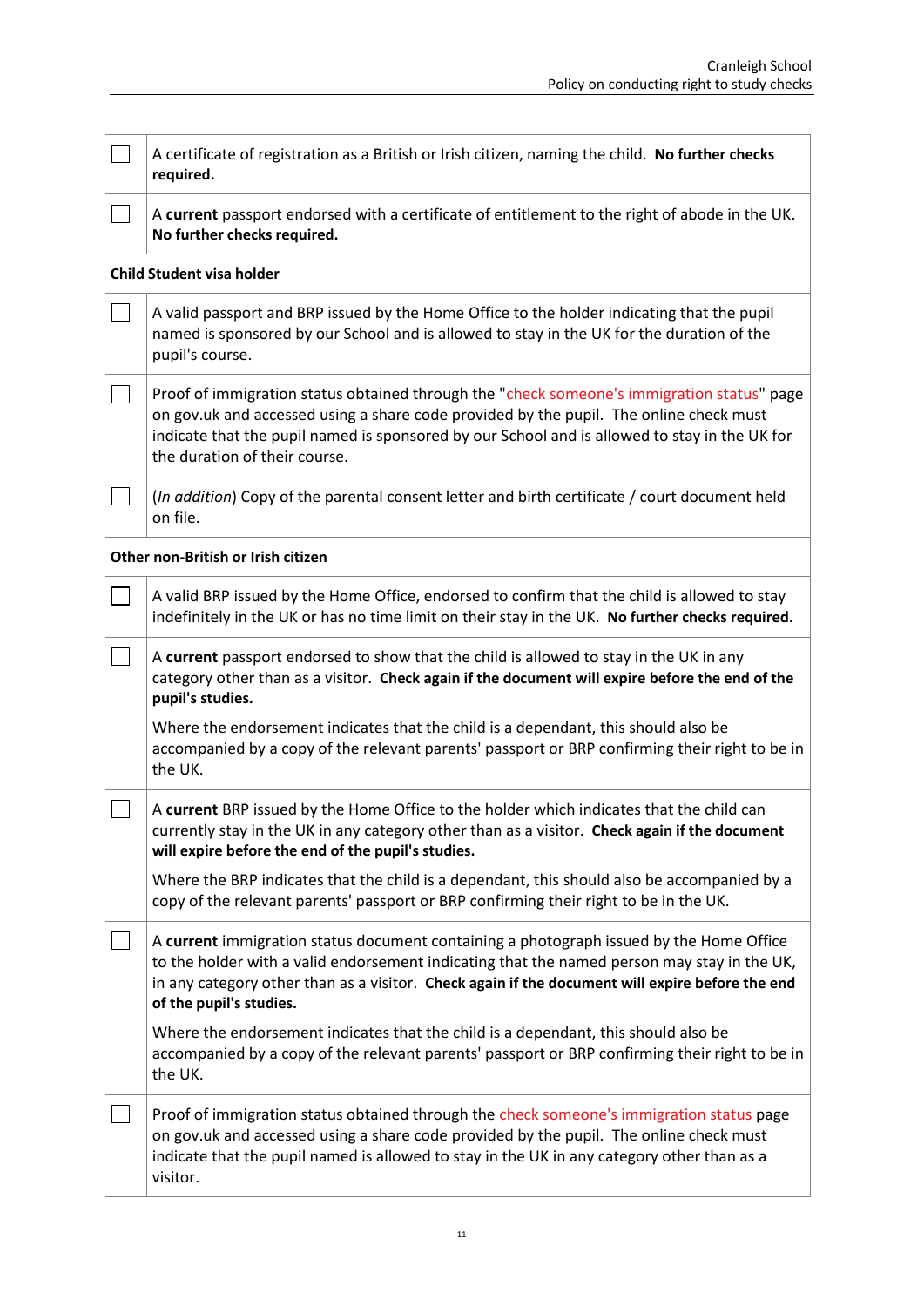| | |
|---|---|
| ☐ | A certificate of registration as a British or Irish citizen, naming the child. **No further checks required.** |
| ☐ | A **current** passport endorsed with a certificate of entitlement to the right of abode in the UK. **No further checks required.** |
| **Child Student visa holder** | |
| ☐ | A valid passport and BRP issued by the Home Office to the holder indicating that the pupil named is sponsored by our School and is allowed to stay in the UK for the duration of the pupil's course. |
| ☐ | Proof of immigration status obtained through the "check someone's immigration status" page on gov.uk and accessed using a share code provided by the pupil. The online check must indicate that the pupil named is sponsored by our School and is allowed to stay in the UK for the duration of their course. |
| ☐ | (*In addition*) Copy of the parental consent letter and birth certificate / court document held on file. |
| **Other non-British or Irish citizen** | |
| ☐ | A valid BRP issued by the Home Office, endorsed to confirm that the child is allowed to stay indefinitely in the UK or has no time limit on their stay in the UK. **No further checks required.** |
| ☐ | A **current** passport endorsed to show that the child is allowed to stay in the UK in any category other than as a visitor. **Check again if the document will expire before the end of the pupil's studies.**<br><br>Where the endorsement indicates that the child is a dependant, this should also be accompanied by a copy of the relevant parents' passport or BRP confirming their right to be in the UK. |
| ☐ | A **current** BRP issued by the Home Office to the holder which indicates that the child can currently stay in the UK in any category other than as a visitor. **Check again if the document will expire before the end of the pupil's studies.**<br><br>Where the BRP indicates that the child is a dependant, this should also be accompanied by a copy of the relevant parents' passport or BRP confirming their right to be in the UK. |
| ☐ | A **current** immigration status document containing a photograph issued by the Home Office to the holder with a valid endorsement indicating that the named person may stay in the UK, in any category other than as a visitor. **Check again if the document will expire before the end of the pupil's studies.**<br><br>Where the endorsement indicates that the child is a dependant, this should also be accompanied by a copy of the relevant parents' passport or BRP confirming their right to be in the UK. |
| ☐ | Proof of immigration status obtained through the check someone's immigration status page on gov.uk and accessed using a share code provided by the pupil. The online check must indicate that the pupil named is allowed to stay in the UK in any category other than as a visitor. |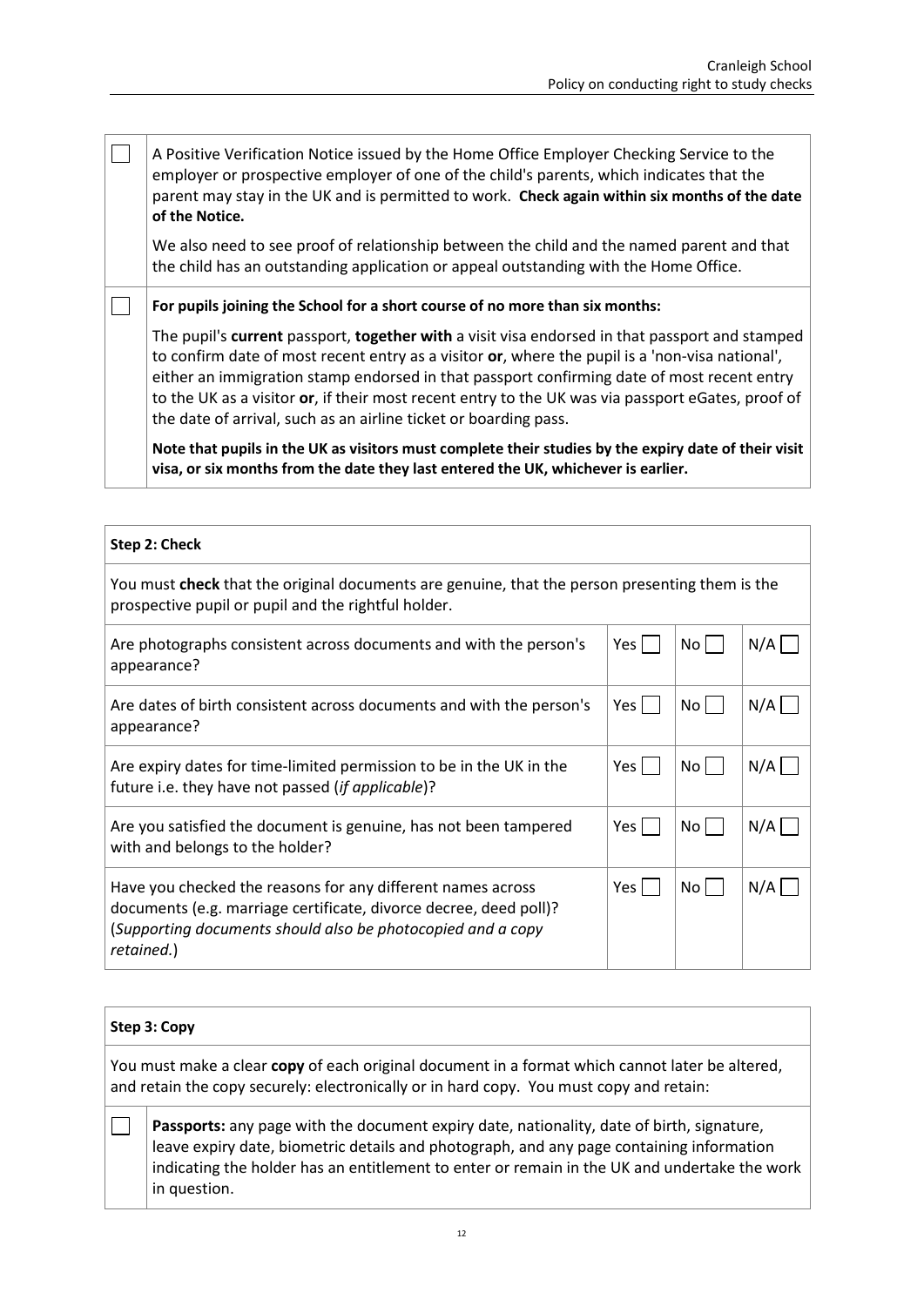| | |
|---|---|
| ☐ | A Positive Verification Notice issued by the Home Office Employer Checking Service to the employer or prospective employer of one of the child's parents, which indicates that the parent may stay in the UK and is permitted to work. **Check again within six months of the date of the Notice.**<br><br>We also need to see proof of relationship between the child and the named parent and that the child has an outstanding application or appeal outstanding with the Home Office. |
| ☐ | **For pupils joining the School for a short course of no more than six months:**<br><br>The pupil's **current** passport, **together with** a visit visa endorsed in that passport and stamped to confirm date of most recent entry as a visitor **or**, where the pupil is a 'non-visa national', either an immigration stamp endorsed in that passport confirming date of most recent entry to the UK as a visitor **or**, if their most recent entry to the UK was via passport eGates, proof of the date of arrival, such as an airline ticket or boarding pass.<br><br>**Note that pupils in the UK as visitors must complete their studies by the expiry date of their visit visa, or six months from the date they last entered the UK, whichever is earlier.** |

| **Step 2: Check** | | | |
|---|---|---|---|
| You must **check** that the original documents are genuine, that the person presenting them is the prospective pupil or pupil and the rightful holder. | | | |
| Are photographs consistent across documents and with the person's appearance? | Yes ☐ | No ☐ | N/A ☐ |
| Are dates of birth consistent across documents and with the person's appearance? | Yes ☐ | No ☐ | N/A ☐ |
| Are expiry dates for time-limited permission to be in the UK in the future i.e. they have not passed (*if applicable*)? | Yes ☐ | No ☐ | N/A ☐ |
| Are you satisfied the document is genuine, has not been tampered with and belongs to the holder? | Yes ☐ | No ☐ | N/A ☐ |
| Have you checked the reasons for any different names across documents (e.g. marriage certificate, divorce decree, deed poll)? (*Supporting documents should also be photocopied and a copy retained.*) | Yes ☐ | No ☐ | N/A ☐ |

| **Step 3: Copy** | |
|---|---|
| You must make a clear **copy** of each original document in a format which cannot later be altered, and retain the copy securely: electronically or in hard copy. You must copy and retain: | |
| ☐ | **Passports:** any page with the document expiry date, nationality, date of birth, signature, leave expiry date, biometric details and photograph, and any page containing information indicating the holder has an entitlement to enter or remain in the UK and undertake the work in question. |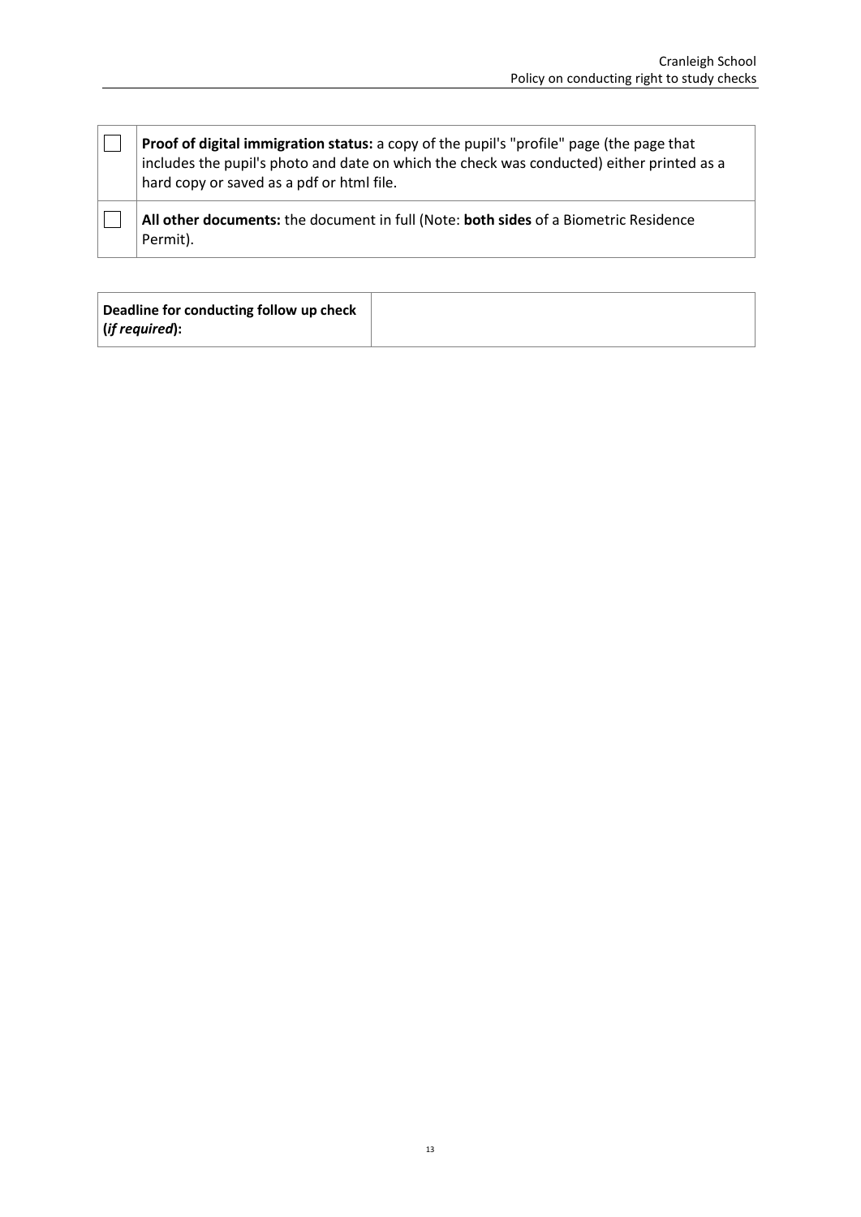| | |
|---|---|
| ☐ | **Proof of digital immigration status:** a copy of the pupil's "profile" page (the page that includes the pupil's photo and date on which the check was conducted) either printed as a hard copy or saved as a pdf or html file. |
| ☐ | **All other documents:** the document in full (Note: **both sides** of a Biometric Residence Permit). |

| | |
|---|---|
| **Deadline for conducting follow up check (*if required*):** | |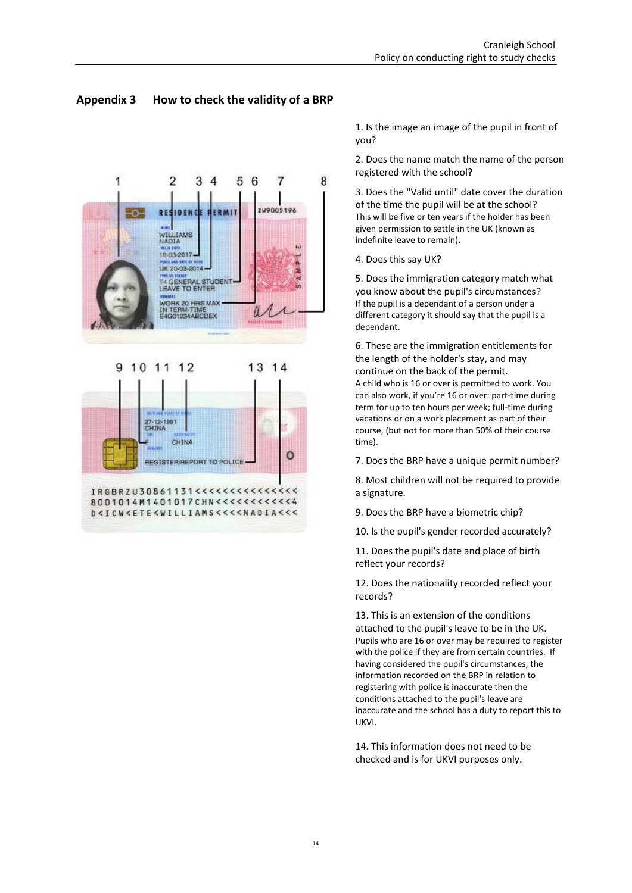## Appendix 3 How to check the validity of a BRP

1. Is the image an image of the pupil in front of you?

2. Does the name match the name of the person registered with the school?

3. Does the "Valid until" date cover the duration of the time the pupil will be at the school? This will be five or ten years if the holder has been given permission to settle in the UK (known as indefinite leave to remain).

4. Does this say UK?

5. Does the immigration category match what you know about the pupil's circumstances? If the pupil is a dependant of a person under a different category it should say that the pupil is a dependant.

6. These are the immigration entitlements for the length of the holder's stay, and may continue on the back of the permit. A child who is 16 or over is permitted to work. You can also work, if you're 16 or over: part-time during term for up to ten hours per week; full-time during vacations or on a work placement as part of their course, (but not for more than 50% of their course time).

7. Does the BRP have a unique permit number?

8. Most children will not be required to provide a signature.

9. Does the BRP have a biometric chip?

10. Is the pupil's gender recorded accurately?

11. Does the pupil's date and place of birth reflect your records?

12. Does the nationality recorded reflect your records?

13. This is an extension of the conditions attached to the pupil's leave to be in the UK. Pupils who are 16 or over may be required to register with the police if they are from certain countries. If having considered the pupil's circumstances, the information recorded on the BRP in relation to registering with police is inaccurate then the conditions attached to the pupil's leave are inaccurate and the school has a duty to report this to UKVI.

14. This information does not need to be checked and is for UKVI purposes only.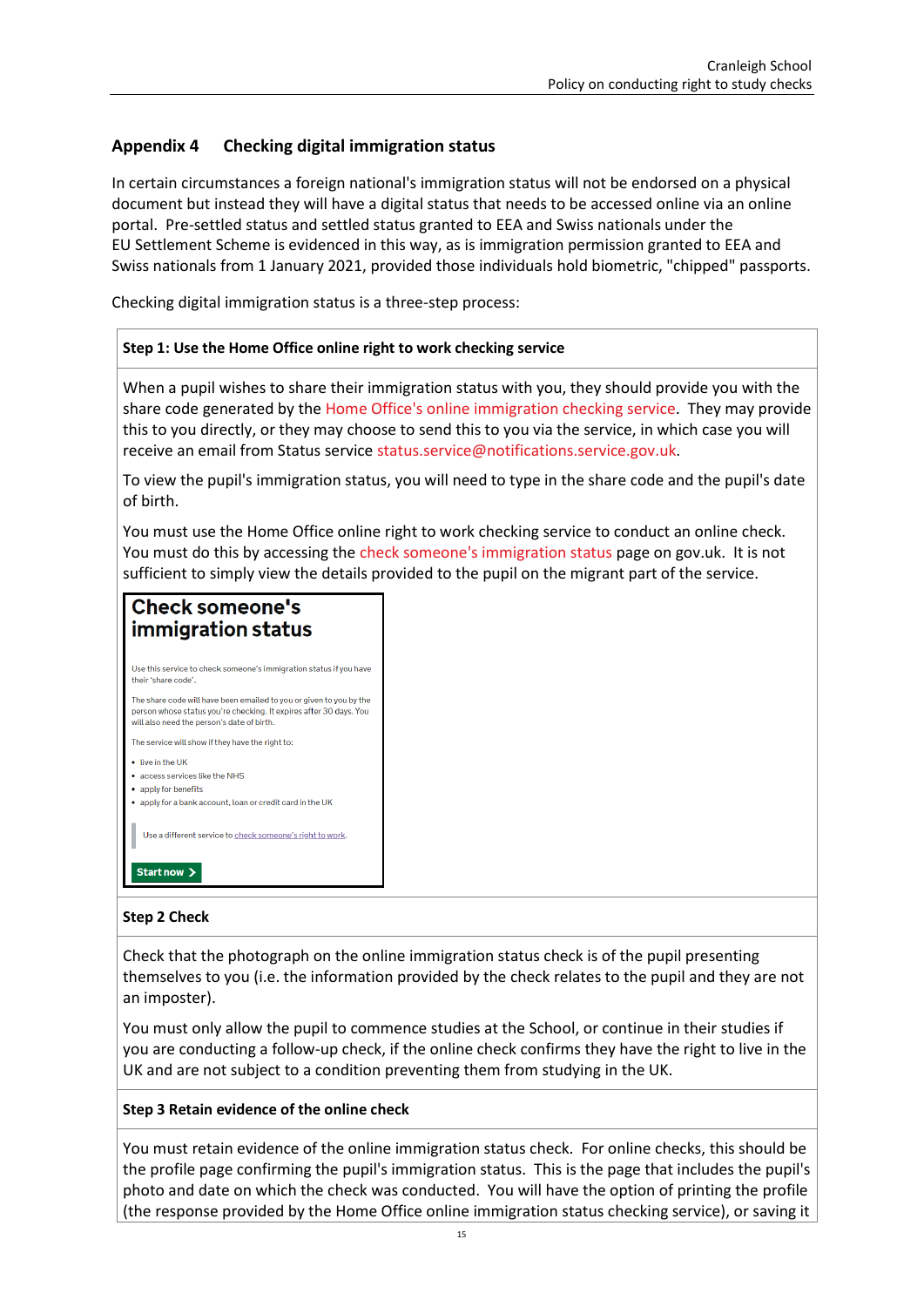## Appendix 4 Checking digital immigration status

In certain circumstances a foreign national's immigration status will not be endorsed on a physical document but instead they will have a digital status that needs to be accessed online via an online portal. Pre-settled status and settled status granted to EEA and Swiss nationals under the EU Settlement Scheme is evidenced in this way, as is immigration permission granted to EEA and Swiss nationals from 1 January 2021, provided those individuals hold biometric, "chipped" passports.

Checking digital immigration status is a three-step process:

**Step 1: Use the Home Office online right to work checking service**

When a pupil wishes to share their immigration status with you, they should provide you with the share code generated by the Home Office's online immigration checking service. They may provide this to you directly, or they may choose to send this to you via the service, in which case you will receive an email from Status service status.service@notifications.service.gov.uk.

To view the pupil's immigration status, you will need to type in the share code and the pupil's date of birth.

You must use the Home Office online right to work checking service to conduct an online check. You must do this by accessing the check someone's immigration status page on gov.uk. It is not sufficient to simply view the details provided to the pupil on the migrant part of the service.

**Check someone's immigration status**

Use this service to check someone's immigration status if you have their 'share code'.

The share code will have been emailed to you or given to you by the person whose status you're checking. It expires after 30 days. You will also need the person's date of birth.

The service will show if they have the right to:

- live in the UK
- access services like the NHS
- apply for benefits
- apply for a bank account, loan or credit card in the UK

Use a different service to check someone's right to work.

Start now

**Step 2 Check**

Check that the photograph on the online immigration status check is of the pupil presenting themselves to you (i.e. the information provided by the check relates to the pupil and they are not an imposter).

You must only allow the pupil to commence studies at the School, or continue in their studies if you are conducting a follow-up check, if the online check confirms they have the right to live in the UK and are not subject to a condition preventing them from studying in the UK.

**Step 3 Retain evidence of the online check**

You must retain evidence of the online immigration status check. For online checks, this should be the profile page confirming the pupil's immigration status. This is the page that includes the pupil's photo and date on which the check was conducted. You will have the option of printing the profile (the response provided by the Home Office online immigration status checking service), or saving it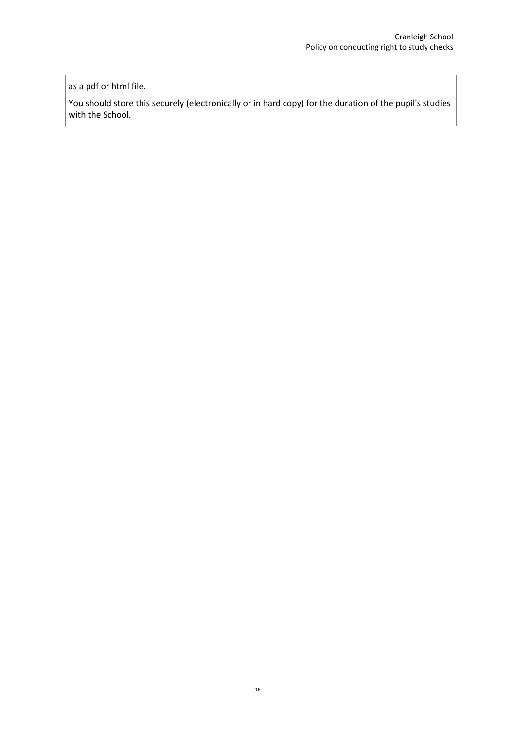as a pdf or html file.

You should store this securely (electronically or in hard copy) for the duration of the pupil's studies with the School.